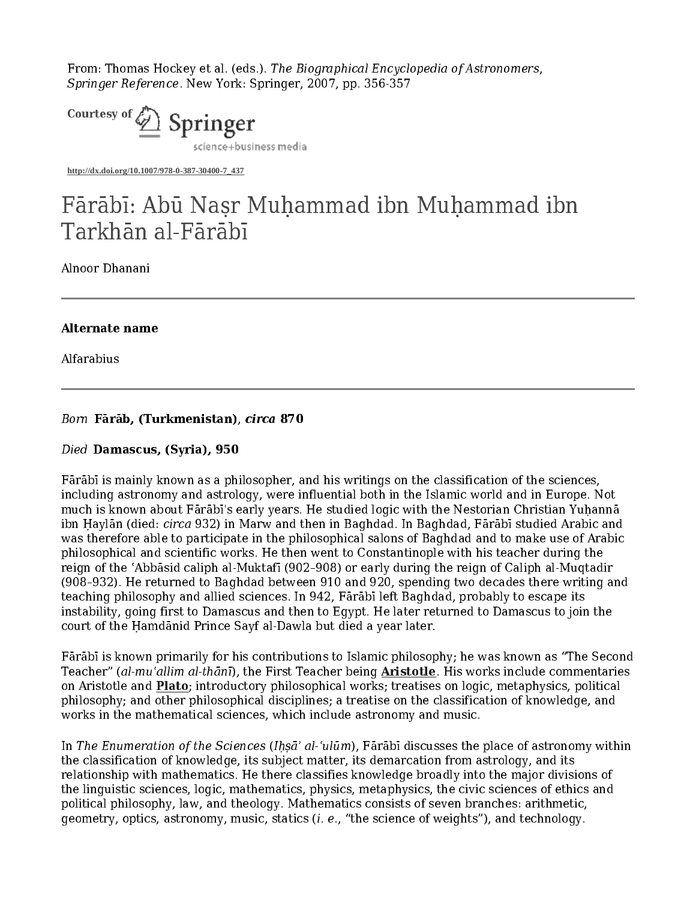From: Thomas Hockey et al. (eds.). *The Biographical Encyclopedia of Astronomers, Springer Reference*. New York: Springer, 2007, pp. 356-357

Courtesy of Springer science+business media

http://dx.doi.org/10.1007/978-0-387-30400-7_437

# Fārābī: Abū Naṣr Muḥammad ibn Muḥammad ibn Tarkhān al-Fārābī

Alnoor Dhanani

---

**Alternate name**

Alfarabius

---

*Born* **Fārāb, (Turkmenistan),** ***circa*** **870**

*Died* **Damascus, (Syria), 950**

Fārābī is mainly known as a philosopher, and his writings on the classification of the sciences, including astronomy and astrology, were influential both in the Islamic world and in Europe. Not much is known about Fārābī's early years. He studied logic with the Nestorian Christian Yuḥannā ibn Ḥaylān (died: *circa* 932) in Marw and then in Baghdad. In Baghdad, Fārābī studied Arabic and was therefore able to participate in the philosophical salons of Baghdad and to make use of Arabic philosophical and scientific works. He then went to Constantinople with his teacher during the reign of the ʿAbbāsid caliph al-Muktafī (902–908) or early during the reign of Caliph al-Muqtadir (908–932). He returned to Baghdad between 910 and 920, spending two decades there writing and teaching philosophy and allied sciences. In 942, Fārābī left Baghdad, probably to escape its instability, going first to Damascus and then to Egypt. He later returned to Damascus to join the court of the Ḥamdānid Prince Sayf al-Dawla but died a year later.

Fārābī is known primarily for his contributions to Islamic philosophy; he was known as "The Second Teacher" (*al-muʿallim al-thānī*), the First Teacher being **Aristotle**. His works include commentaries on Aristotle and **Plato**; introductory philosophical works; treatises on logic, metaphysics, political philosophy; and other philosophical disciplines; a treatise on the classification of knowledge, and works in the mathematical sciences, which include astronomy and music.

In *The Enumeration of the Sciences* (*Iḥṣāʾ al-ʿulūm*), Fārābī discusses the place of astronomy within the classification of knowledge, its subject matter, its demarcation from astrology, and its relationship with mathematics. He there classifies knowledge broadly into the major divisions of the linguistic sciences, logic, mathematics, physics, metaphysics, the civic sciences of ethics and political philosophy, law, and theology. Mathematics consists of seven branches: arithmetic, geometry, optics, astronomy, music, statics (*i. e.*, "the science of weights"), and technology.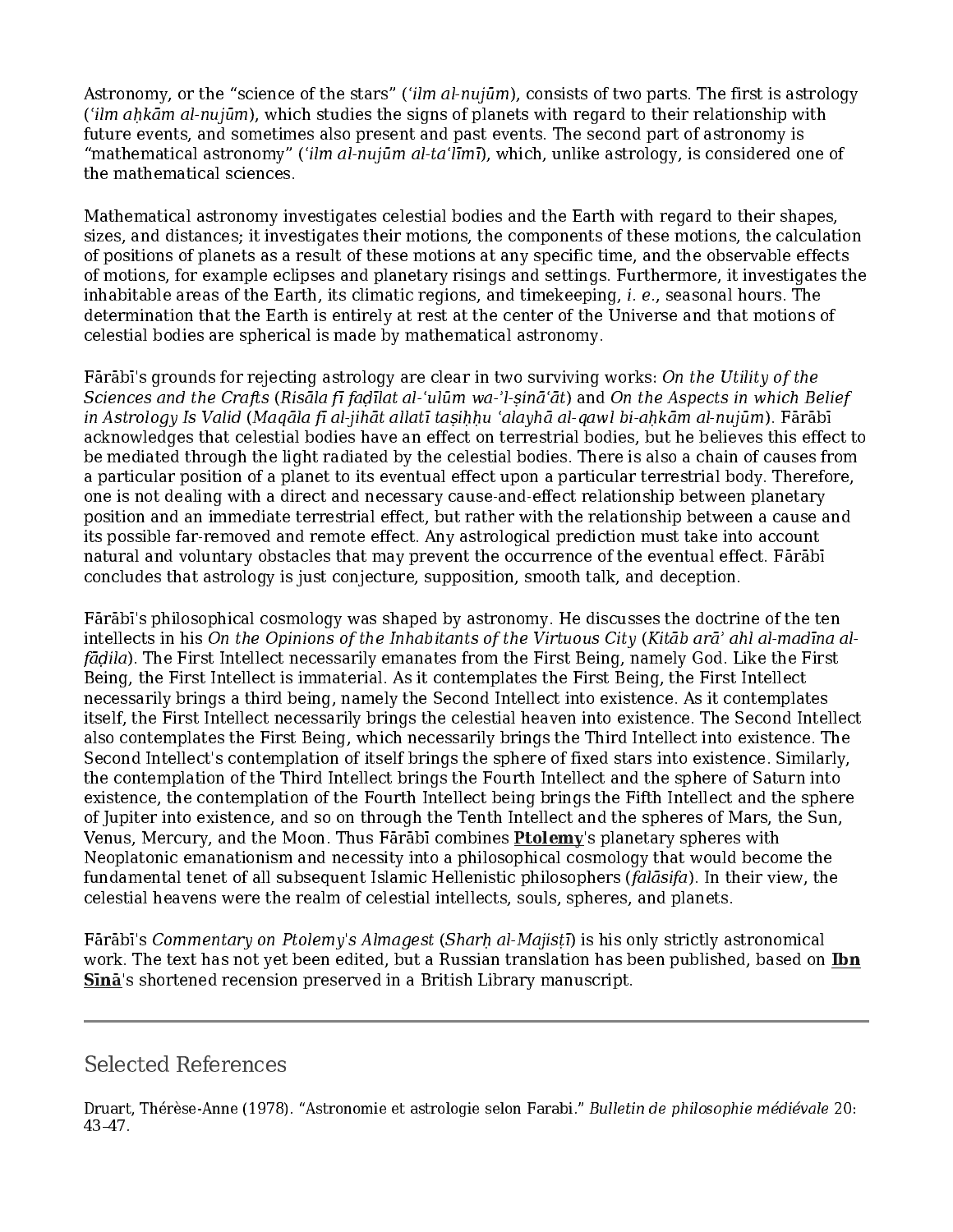Astronomy, or the "science of the stars" (*'ilm al-nujūm*), consists of two parts. The first is astrology (*'ilm aḥkām al-nujūm*), which studies the signs of planets with regard to their relationship with future events, and sometimes also present and past events. The second part of astronomy is "mathematical astronomy" (*'ilm al-nujūm al-ta'līmī*), which, unlike astrology, is considered one of the mathematical sciences.

Mathematical astronomy investigates celestial bodies and the Earth with regard to their shapes, sizes, and distances; it investigates their motions, the components of these motions, the calculation of positions of planets as a result of these motions at any specific time, and the observable effects of motions, for example eclipses and planetary risings and settings. Furthermore, it investigates the inhabitable areas of the Earth, its climatic regions, and timekeeping, *i. e.*, seasonal hours. The determination that the Earth is entirely at rest at the center of the Universe and that motions of celestial bodies are spherical is made by mathematical astronomy.

Fārābī's grounds for rejecting astrology are clear in two surviving works: *On the Utility of the Sciences and the Crafts* (*Risāla fī faḍīlat al-'ulūm wa-'l-ṣinā'āt*) and *On the Aspects in which Belief in Astrology Is Valid* (*Maqāla fī al-jihāt allatī taṣiḥḥu 'alayhā al-qawl bi-aḥkām al-nujūm*). Fārābī acknowledges that celestial bodies have an effect on terrestrial bodies, but he believes this effect to be mediated through the light radiated by the celestial bodies. There is also a chain of causes from a particular position of a planet to its eventual effect upon a particular terrestrial body. Therefore, one is not dealing with a direct and necessary cause-and-effect relationship between planetary position and an immediate terrestrial effect, but rather with the relationship between a cause and its possible far-removed and remote effect. Any astrological prediction must take into account natural and voluntary obstacles that may prevent the occurrence of the eventual effect. Fārābī concludes that astrology is just conjecture, supposition, smooth talk, and deception.

Fārābī's philosophical cosmology was shaped by astronomy. He discusses the doctrine of the ten intellects in his *On the Opinions of the Inhabitants of the Virtuous City* (*Kitāb arā' ahl al-madīna al-fāḍila*). The First Intellect necessarily emanates from the First Being, namely God. Like the First Being, the First Intellect is immaterial. As it contemplates the First Being, the First Intellect necessarily brings a third being, namely the Second Intellect into existence. As it contemplates itself, the First Intellect necessarily brings the celestial heaven into existence. The Second Intellect also contemplates the First Being, which necessarily brings the Third Intellect into existence. The Second Intellect's contemplation of itself brings the sphere of fixed stars into existence. Similarly, the contemplation of the Third Intellect brings the Fourth Intellect and the sphere of Saturn into existence, the contemplation of the Fourth Intellect being brings the Fifth Intellect and the sphere of Jupiter into existence, and so on through the Tenth Intellect and the spheres of Mars, the Sun, Venus, Mercury, and the Moon. Thus Fārābī combines **Ptolemy**'s planetary spheres with Neoplatonic emanationism and necessity into a philosophical cosmology that would become the fundamental tenet of all subsequent Islamic Hellenistic philosophers (*falāsifa*). In their view, the celestial heavens were the realm of celestial intellects, souls, spheres, and planets.

Fārābī's *Commentary on Ptolemy's Almagest* (*Sharḥ al-Majisṭī*) is his only strictly astronomical work. The text has not yet been edited, but a Russian translation has been published, based on **Ibn Sīnā**'s shortened recension preserved in a British Library manuscript.

---

## Selected References

Druart, Thérèse-Anne (1978). "Astronomie et astrologie selon Farabi." *Bulletin de philosophie médiévale* 20: 43–47.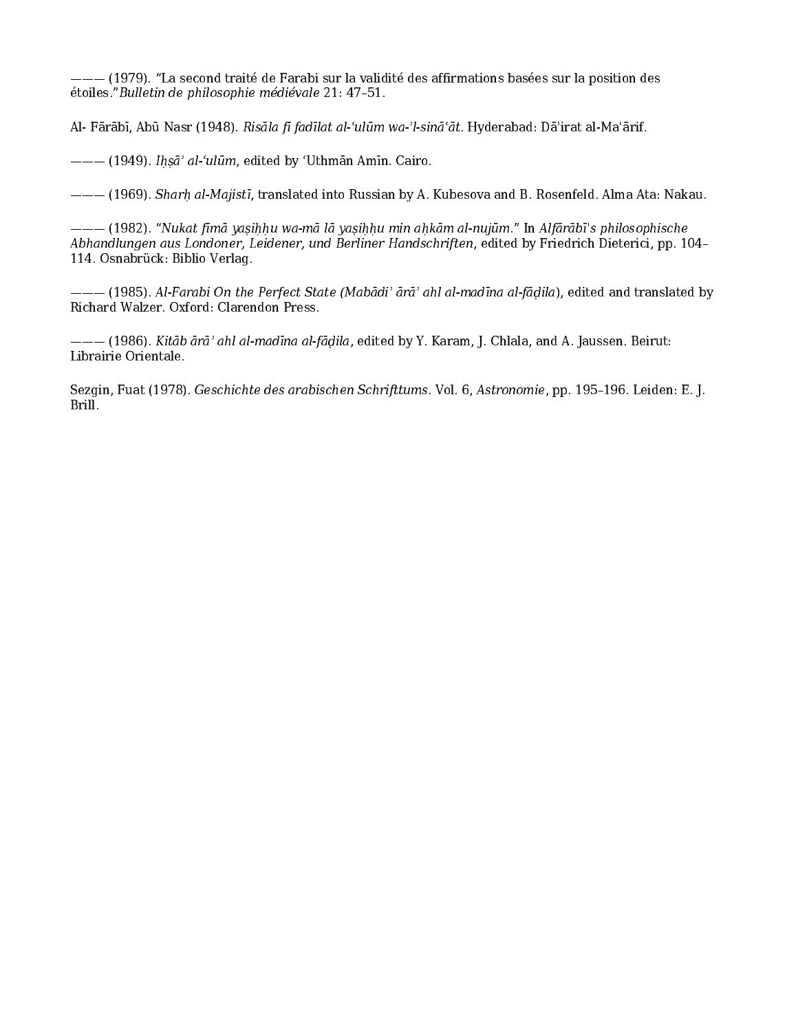——— (1979). “La second traité de Farabi sur la validité des affirmations basées sur la position des étoiles.” *Bulletin de philosophie médiévale* 21: 47–51.

Al- Fārābī, Abū Nasr (1948). *Risāla fī fadīlat al-ʿulūm wa-ʾl-sināʿāt*. Hyderabad: Dāʾirat al-Maʿārif.

——— (1949). *Iḥṣāʾ al-ʿulūm*, edited by ʿUthmān Amīn. Cairo.

——— (1969). *Sharḥ al-Majistī*, translated into Russian by A. Kubesova and B. Rosenfeld. Alma Ata: Nakau.

——— (1982). “*Nukat fīmā yaṣiḥḥu wa-mā lā yaṣiḥḥu min aḥkām al-nujūm*.” In *Alfārābī's philosophische Abhandlungen aus Londoner, Leidener, und Berliner Handschriften*, edited by Friedrich Dieterici, pp. 104–114. Osnabrück: Biblio Verlag.

——— (1985). *Al-Farabi On the Perfect State (Mabādiʾ ārāʾ ahl al-madīna al-fāḍila)*, edited and translated by Richard Walzer. Oxford: Clarendon Press.

——— (1986). *Kitāb ārāʾ ahl al-madīna al-fāḍila*, edited by Y. Karam, J. Chlala, and A. Jaussen. Beirut: Librairie Orientale.

Sezgin, Fuat (1978). *Geschichte des arabischen Schrifttums*. Vol. 6, *Astronomie*, pp. 195–196. Leiden: E. J. Brill.